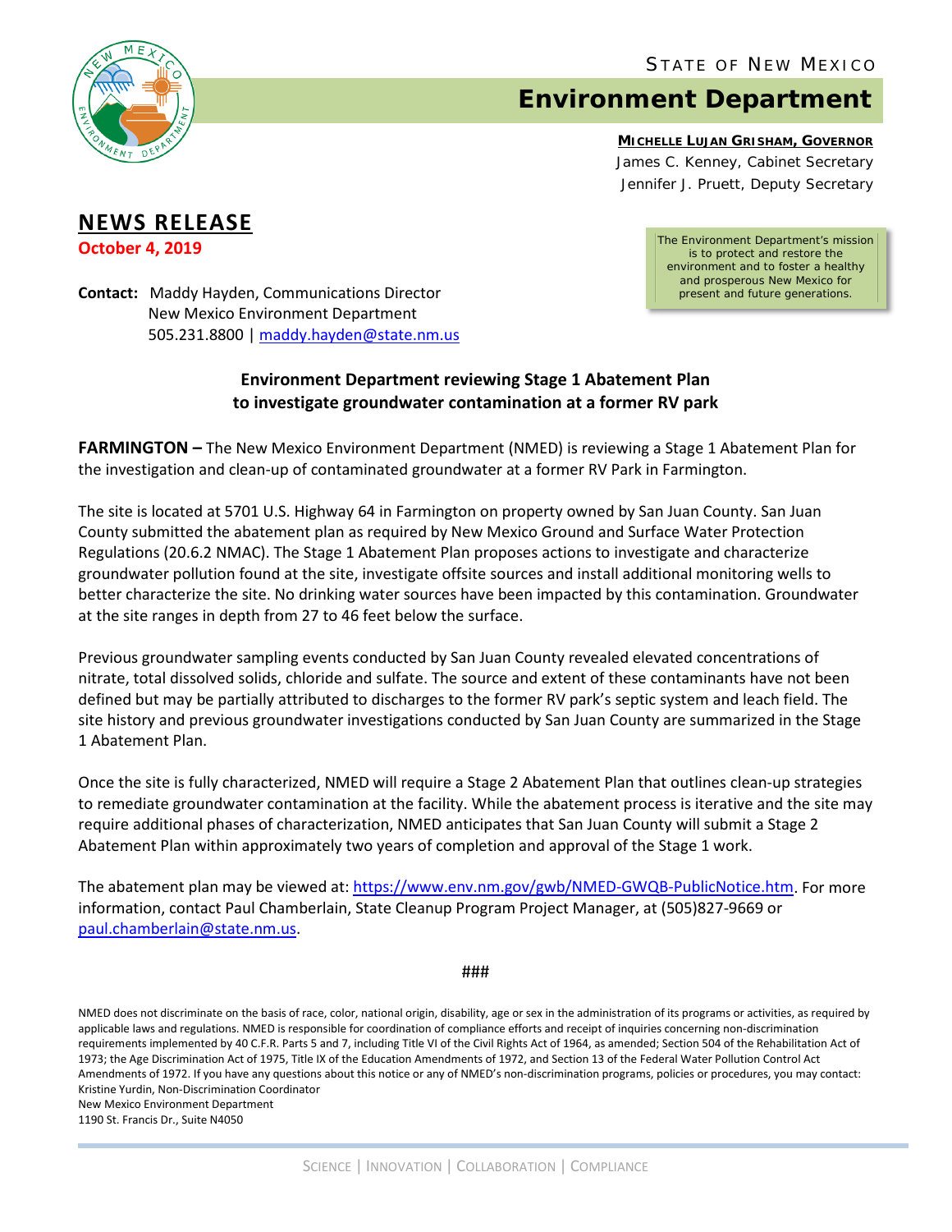STATE OF NEW MEXICO

# Environment Department

**MICHELLE LUJAN GRISHAM, GOVERNOR**
James C. Kenney, Cabinet Secretary
Jennifer J. Pruett, Deputy Secretary

The Environment Department's mission is to protect and restore the environment and to foster a healthy and prosperous New Mexico for present and future generations.

## NEWS RELEASE

**October 4, 2019**

**Contact:** Maddy Hayden, Communications Director
New Mexico Environment Department
505.231.8800 | maddy.hayden@state.nm.us

### Environment Department reviewing Stage 1 Abatement Plan to investigate groundwater contamination at a former RV park

**FARMINGTON –** The New Mexico Environment Department (NMED) is reviewing a Stage 1 Abatement Plan for the investigation and clean-up of contaminated groundwater at a former RV Park in Farmington.

The site is located at 5701 U.S. Highway 64 in Farmington on property owned by San Juan County. San Juan County submitted the abatement plan as required by New Mexico Ground and Surface Water Protection Regulations (20.6.2 NMAC). The Stage 1 Abatement Plan proposes actions to investigate and characterize groundwater pollution found at the site, investigate offsite sources and install additional monitoring wells to better characterize the site. No drinking water sources have been impacted by this contamination. Groundwater at the site ranges in depth from 27 to 46 feet below the surface.

Previous groundwater sampling events conducted by San Juan County revealed elevated concentrations of nitrate, total dissolved solids, chloride and sulfate. The source and extent of these contaminants have not been defined but may be partially attributed to discharges to the former RV park's septic system and leach field. The site history and previous groundwater investigations conducted by San Juan County are summarized in the Stage 1 Abatement Plan.

Once the site is fully characterized, NMED will require a Stage 2 Abatement Plan that outlines clean-up strategies to remediate groundwater contamination at the facility. While the abatement process is iterative and the site may require additional phases of characterization, NMED anticipates that San Juan County will submit a Stage 2 Abatement Plan within approximately two years of completion and approval of the Stage 1 work.

The abatement plan may be viewed at: https://www.env.nm.gov/gwb/NMED-GWQB-PublicNotice.htm. For more information, contact Paul Chamberlain, State Cleanup Program Project Manager, at (505)827-9669 or paul.chamberlain@state.nm.us.

###

NMED does not discriminate on the basis of race, color, national origin, disability, age or sex in the administration of its programs or activities, as required by applicable laws and regulations. NMED is responsible for coordination of compliance efforts and receipt of inquiries concerning non-discrimination requirements implemented by 40 C.F.R. Parts 5 and 7, including Title VI of the Civil Rights Act of 1964, as amended; Section 504 of the Rehabilitation Act of 1973; the Age Discrimination Act of 1975, Title IX of the Education Amendments of 1972, and Section 13 of the Federal Water Pollution Control Act Amendments of 1972. If you have any questions about this notice or any of NMED's non-discrimination programs, policies or procedures, you may contact:
Kristine Yurdin, Non-Discrimination Coordinator
New Mexico Environment Department
1190 St. Francis Dr., Suite N4050

SCIENCE | INNOVATION | COLLABORATION | COMPLIANCE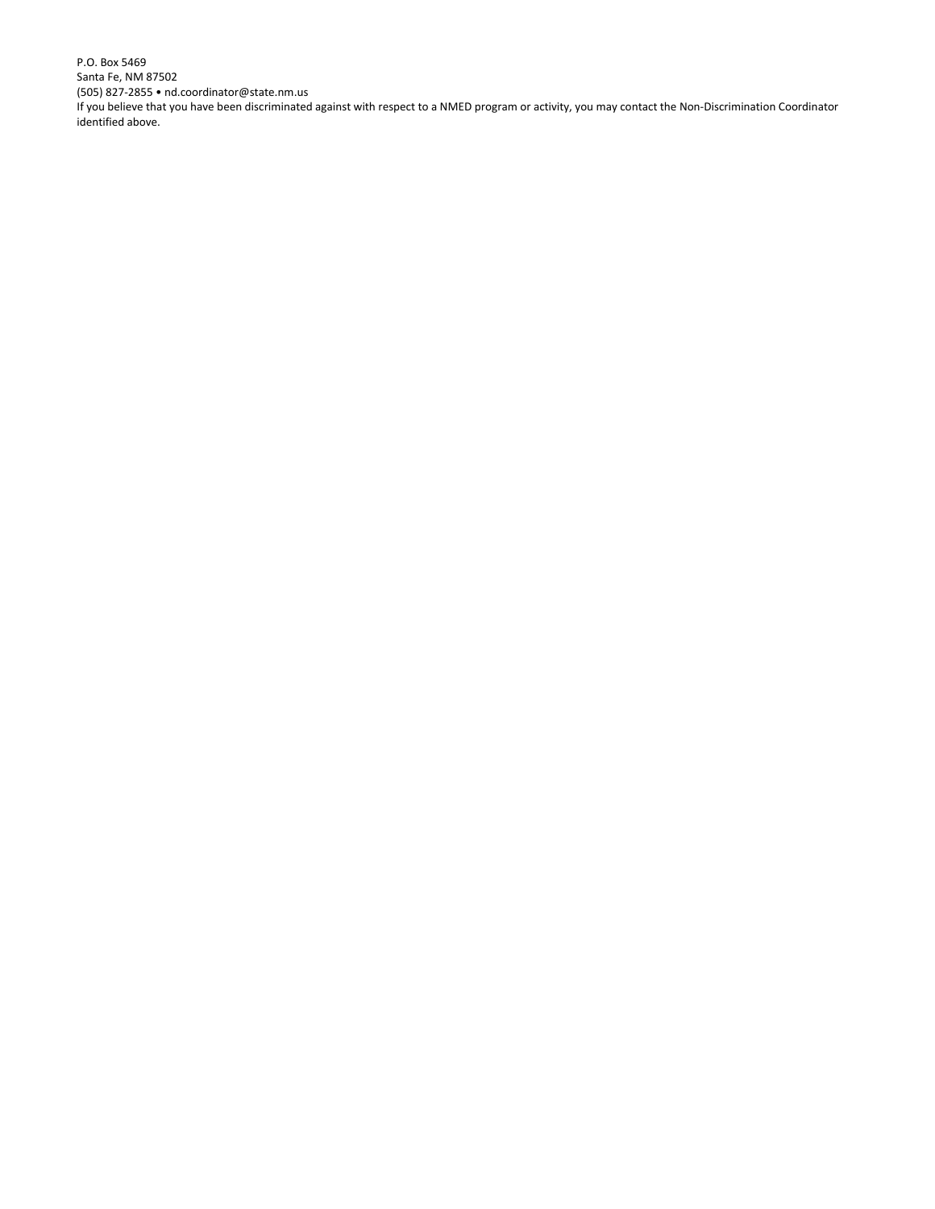P.O. Box 5469
Santa Fe, NM 87502
(505) 827-2855 • nd.coordinator@state.nm.us
If you believe that you have been discriminated against with respect to a NMED program or activity, you may contact the Non-Discrimination Coordinator identified above.